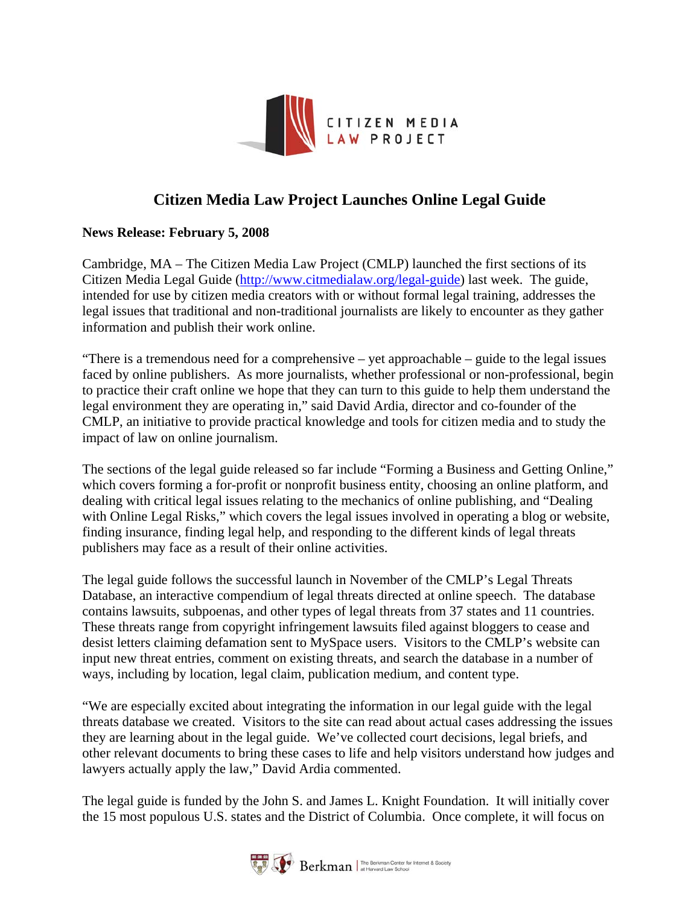CITIZEN MEDIA LAW PROJECT

# Citizen Media Law Project Launches Online Legal Guide

**News Release: February 5, 2008**

Cambridge, MA – The Citizen Media Law Project (CMLP) launched the first sections of its Citizen Media Legal Guide (http://www.citmedialaw.org/legal-guide) last week. The guide, intended for use by citizen media creators with or without formal legal training, addresses the legal issues that traditional and non-traditional journalists are likely to encounter as they gather information and publish their work online.

"There is a tremendous need for a comprehensive – yet approachable – guide to the legal issues faced by online publishers. As more journalists, whether professional or non-professional, begin to practice their craft online we hope that they can turn to this guide to help them understand the legal environment they are operating in," said David Ardia, director and co-founder of the CMLP, an initiative to provide practical knowledge and tools for citizen media and to study the impact of law on online journalism.

The sections of the legal guide released so far include "Forming a Business and Getting Online," which covers forming a for-profit or nonprofit business entity, choosing an online platform, and dealing with critical legal issues relating to the mechanics of online publishing, and "Dealing with Online Legal Risks," which covers the legal issues involved in operating a blog or website, finding insurance, finding legal help, and responding to the different kinds of legal threats publishers may face as a result of their online activities.

The legal guide follows the successful launch in November of the CMLP's Legal Threats Database, an interactive compendium of legal threats directed at online speech. The database contains lawsuits, subpoenas, and other types of legal threats from 37 states and 11 countries. These threats range from copyright infringement lawsuits filed against bloggers to cease and desist letters claiming defamation sent to MySpace users. Visitors to the CMLP's website can input new threat entries, comment on existing threats, and search the database in a number of ways, including by location, legal claim, publication medium, and content type.

"We are especially excited about integrating the information in our legal guide with the legal threats database we created. Visitors to the site can read about actual cases addressing the issues they are learning about in the legal guide. We've collected court decisions, legal briefs, and other relevant documents to bring these cases to life and help visitors understand how judges and lawyers actually apply the law," David Ardia commented.

The legal guide is funded by the John S. and James L. Knight Foundation. It will initially cover the 15 most populous U.S. states and the District of Columbia. Once complete, it will focus on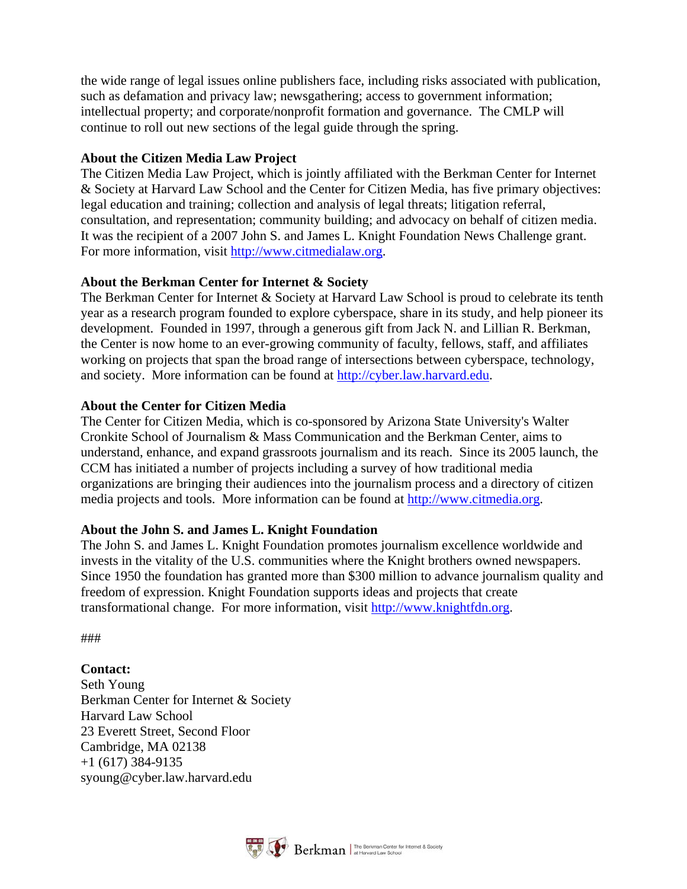the wide range of legal issues online publishers face, including risks associated with publication, such as defamation and privacy law; newsgathering; access to government information; intellectual property; and corporate/nonprofit formation and governance. The CMLP will continue to roll out new sections of the legal guide through the spring.

**About the Citizen Media Law Project**
The Citizen Media Law Project, which is jointly affiliated with the Berkman Center for Internet & Society at Harvard Law School and the Center for Citizen Media, has five primary objectives: legal education and training; collection and analysis of legal threats; litigation referral, consultation, and representation; community building; and advocacy on behalf of citizen media. It was the recipient of a 2007 John S. and James L. Knight Foundation News Challenge grant. For more information, visit http://www.citmedialaw.org.

**About the Berkman Center for Internet & Society**
The Berkman Center for Internet & Society at Harvard Law School is proud to celebrate its tenth year as a research program founded to explore cyberspace, share in its study, and help pioneer its development. Founded in 1997, through a generous gift from Jack N. and Lillian R. Berkman, the Center is now home to an ever-growing community of faculty, fellows, staff, and affiliates working on projects that span the broad range of intersections between cyberspace, technology, and society. More information can be found at http://cyber.law.harvard.edu.

**About the Center for Citizen Media**
The Center for Citizen Media, which is co-sponsored by Arizona State University's Walter Cronkite School of Journalism & Mass Communication and the Berkman Center, aims to understand, enhance, and expand grassroots journalism and its reach. Since its 2005 launch, the CCM has initiated a number of projects including a survey of how traditional media organizations are bringing their audiences into the journalism process and a directory of citizen media projects and tools. More information can be found at http://www.citmedia.org.

**About the John S. and James L. Knight Foundation**
The John S. and James L. Knight Foundation promotes journalism excellence worldwide and invests in the vitality of the U.S. communities where the Knight brothers owned newspapers. Since 1950 the foundation has granted more than $300 million to advance journalism quality and freedom of expression. Knight Foundation supports ideas and projects that create transformational change. For more information, visit http://www.knightfdn.org.

###

**Contact:**
Seth Young
Berkman Center for Internet & Society
Harvard Law School
23 Everett Street, Second Floor
Cambridge, MA 02138
+1 (617) 384-9135
syoung@cyber.law.harvard.edu

Berkman | The Berkman Center for Internet & Society at Harvard Law School